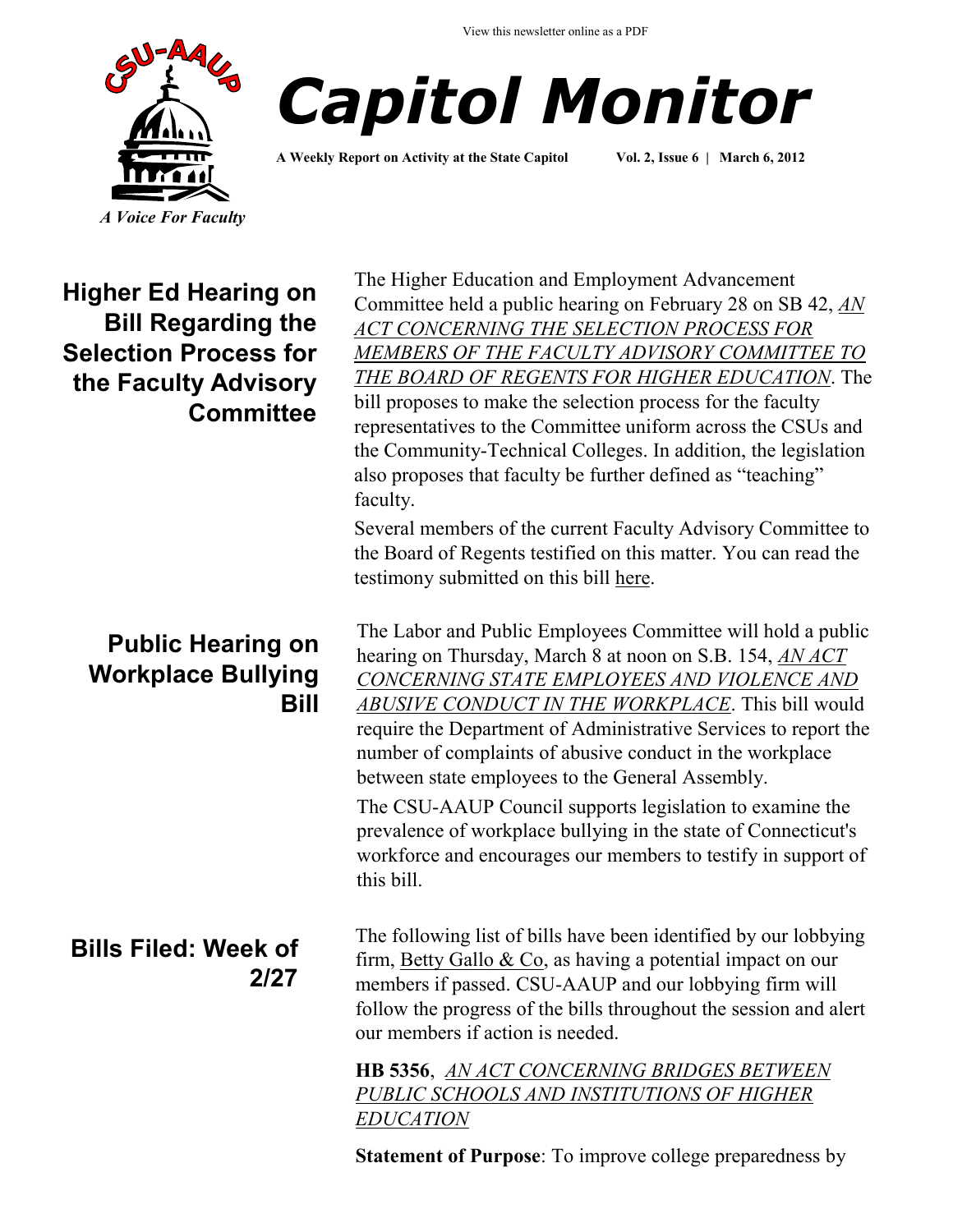View this newsletter online as a PDF

# Capitol Monitor

**A Weekly Report on Activity at the State Capitol** **Vol. 2, Issue 6 | March 6, 2012**

*A Voice For Faculty*

## Higher Ed Hearing on Bill Regarding the Selection Process for the Faculty Advisory Committee

The Higher Education and Employment Advancement Committee held a public hearing on February 28 on SB 42, *AN ACT CONCERNING THE SELECTION PROCESS FOR MEMBERS OF THE FACULTY ADVISORY COMMITTEE TO THE BOARD OF REGENTS FOR HIGHER EDUCATION*. The bill proposes to make the selection process for the faculty representatives to the Committee uniform across the CSUs and the Community-Technical Colleges. In addition, the legislation also proposes that faculty be further defined as "teaching" faculty.

Several members of the current Faculty Advisory Committee to the Board of Regents testified on this matter. You can read the testimony submitted on this bill here.

## Public Hearing on Workplace Bullying Bill

The Labor and Public Employees Committee will hold a public hearing on Thursday, March 8 at noon on S.B. 154, *AN ACT CONCERNING STATE EMPLOYEES AND VIOLENCE AND ABUSIVE CONDUCT IN THE WORKPLACE*. This bill would require the Department of Administrative Services to report the number of complaints of abusive conduct in the workplace between state employees to the General Assembly.

The CSU-AAUP Council supports legislation to examine the prevalence of workplace bullying in the state of Connecticut's workforce and encourages our members to testify in support of this bill.

## Bills Filed: Week of 2/27

The following list of bills have been identified by our lobbying firm, Betty Gallo & Co, as having a potential impact on our members if passed. CSU-AAUP and our lobbying firm will follow the progress of the bills throughout the session and alert our members if action is needed.

**HB 5356**, *AN ACT CONCERNING BRIDGES BETWEEN PUBLIC SCHOOLS AND INSTITUTIONS OF HIGHER EDUCATION*

**Statement of Purpose**: To improve college preparedness by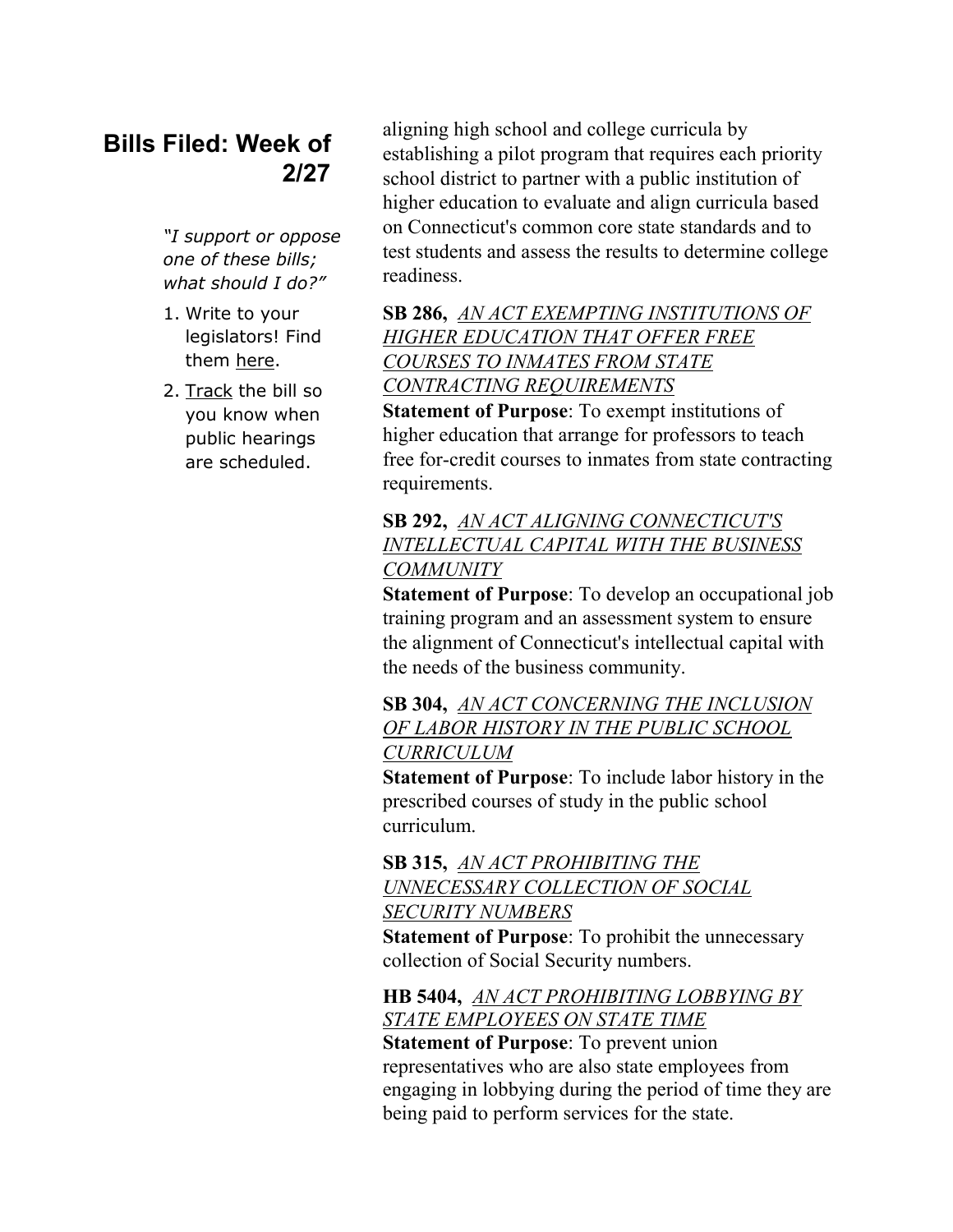## Bills Filed: Week of 2/27

*"I support or oppose one of these bills; what should I do?"*

1. Write to your legislators! Find them here.
2. Track the bill so you know when public hearings are scheduled.

aligning high school and college curricula by establishing a pilot program that requires each priority school district to partner with a public institution of higher education to evaluate and align curricula based on Connecticut's common core state standards and to test students and assess the results to determine college readiness.

**SB 286,** *AN ACT EXEMPTING INSTITUTIONS OF HIGHER EDUCATION THAT OFFER FREE COURSES TO INMATES FROM STATE CONTRACTING REQUIREMENTS*
**Statement of Purpose**: To exempt institutions of higher education that arrange for professors to teach free for-credit courses to inmates from state contracting requirements.

**SB 292,** *AN ACT ALIGNING CONNECTICUT'S INTELLECTUAL CAPITAL WITH THE BUSINESS COMMUNITY*
**Statement of Purpose**: To develop an occupational job training program and an assessment system to ensure the alignment of Connecticut's intellectual capital with the needs of the business community.

**SB 304,** *AN ACT CONCERNING THE INCLUSION OF LABOR HISTORY IN THE PUBLIC SCHOOL CURRICULUM*
**Statement of Purpose**: To include labor history in the prescribed courses of study in the public school curriculum.

**SB 315,** *AN ACT PROHIBITING THE UNNECESSARY COLLECTION OF SOCIAL SECURITY NUMBERS*
**Statement of Purpose**: To prohibit the unnecessary collection of Social Security numbers.

**HB 5404,** *AN ACT PROHIBITING LOBBYING BY STATE EMPLOYEES ON STATE TIME*
**Statement of Purpose**: To prevent union representatives who are also state employees from engaging in lobbying during the period of time they are being paid to perform services for the state.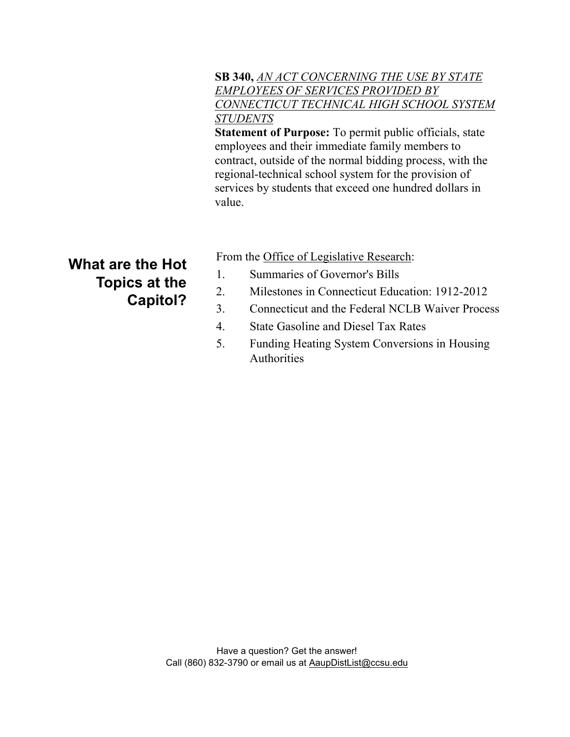**SB 340,** *AN ACT CONCERNING THE USE BY STATE EMPLOYEES OF SERVICES PROVIDED BY CONNECTICUT TECHNICAL HIGH SCHOOL SYSTEM STUDENTS*

**Statement of Purpose:** To permit public officials, state employees and their immediate family members to contract, outside of the normal bidding process, with the regional-technical school system for the provision of services by students that exceed one hundred dollars in value.

## What are the Hot Topics at the Capitol?

From the Office of Legislative Research:

1. Summaries of Governor's Bills
2. Milestones in Connecticut Education: 1912-2012
3. Connecticut and the Federal NCLB Waiver Process
4. State Gasoline and Diesel Tax Rates
5. Funding Heating System Conversions in Housing Authorities

Have a question? Get the answer!
Call (860) 832-3790 or email us at AaupDistList@ccsu.edu